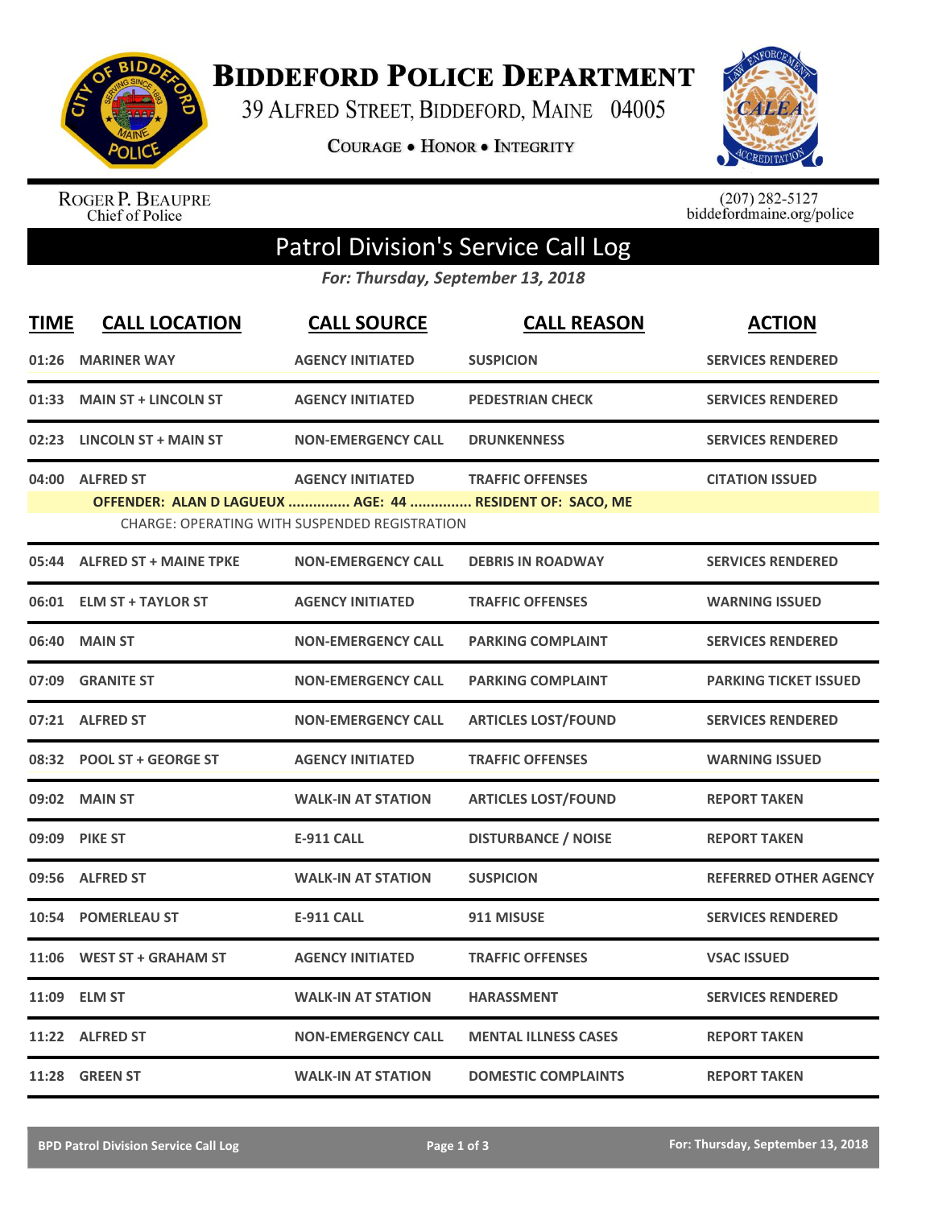# BIDDEFORD POLICE DEPARTMENT

39 ALFRED STREET, BIDDEFORD, MAINE 04005

COURAGE • HONOR • INTEGRITY

ROGER P. BEAUPRE
Chief of Police

(207) 282-5127
biddefordmaine.org/police

## Patrol Division's Service Call Log

*For: Thursday, September 13, 2018*

| TIME | CALL LOCATION | CALL SOURCE | CALL REASON | ACTION |
|---|---|---|---|---|
| 01:26 | MARINER WAY | AGENCY INITIATED | SUSPICION | SERVICES RENDERED |
| 01:33 | MAIN ST + LINCOLN ST | AGENCY INITIATED | PEDESTRIAN CHECK | SERVICES RENDERED |
| 02:23 | LINCOLN ST + MAIN ST | NON-EMERGENCY CALL | DRUNKENNESS | SERVICES RENDERED |
| 04:00 | ALFRED ST | AGENCY INITIATED | TRAFFIC OFFENSES | CITATION ISSUED |
| | OFFENDER: ALAN D LAGUEUX ............... AGE: 44 ............... RESIDENT OF: SACO, ME | | | |
| | CHARGE: OPERATING WITH SUSPENDED REGISTRATION | | | |
| 05:44 | ALFRED ST + MAINE TPKE | NON-EMERGENCY CALL | DEBRIS IN ROADWAY | SERVICES RENDERED |
| 06:01 | ELM ST + TAYLOR ST | AGENCY INITIATED | TRAFFIC OFFENSES | WARNING ISSUED |
| 06:40 | MAIN ST | NON-EMERGENCY CALL | PARKING COMPLAINT | SERVICES RENDERED |
| 07:09 | GRANITE ST | NON-EMERGENCY CALL | PARKING COMPLAINT | PARKING TICKET ISSUED |
| 07:21 | ALFRED ST | NON-EMERGENCY CALL | ARTICLES LOST/FOUND | SERVICES RENDERED |
| 08:32 | POOL ST + GEORGE ST | AGENCY INITIATED | TRAFFIC OFFENSES | WARNING ISSUED |
| 09:02 | MAIN ST | WALK-IN AT STATION | ARTICLES LOST/FOUND | REPORT TAKEN |
| 09:09 | PIKE ST | E-911 CALL | DISTURBANCE / NOISE | REPORT TAKEN |
| 09:56 | ALFRED ST | WALK-IN AT STATION | SUSPICION | REFERRED OTHER AGENCY |
| 10:54 | POMERLEAU ST | E-911 CALL | 911 MISUSE | SERVICES RENDERED |
| 11:06 | WEST ST + GRAHAM ST | AGENCY INITIATED | TRAFFIC OFFENSES | VSAC ISSUED |
| 11:09 | ELM ST | WALK-IN AT STATION | HARASSMENT | SERVICES RENDERED |
| 11:22 | ALFRED ST | NON-EMERGENCY CALL | MENTAL ILLNESS CASES | REPORT TAKEN |
| 11:28 | GREEN ST | WALK-IN AT STATION | DOMESTIC COMPLAINTS | REPORT TAKEN |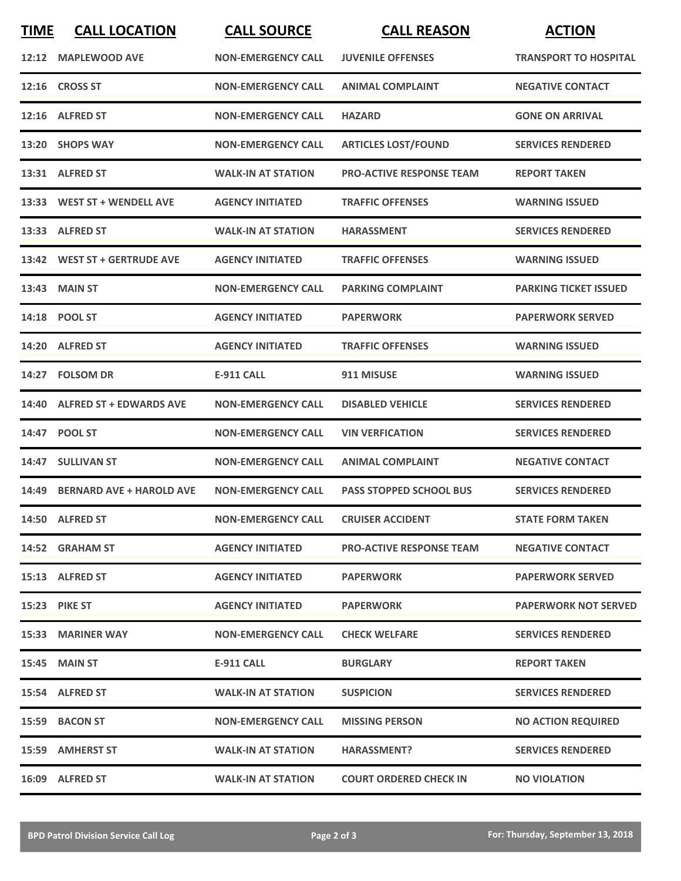| TIME | CALL LOCATION | CALL SOURCE | CALL REASON | ACTION |
|---|---|---|---|---|
| 12:12 | MAPLEWOOD AVE | NON-EMERGENCY CALL | JUVENILE OFFENSES | TRANSPORT TO HOSPITAL |
| 12:16 | CROSS ST | NON-EMERGENCY CALL | ANIMAL COMPLAINT | NEGATIVE CONTACT |
| 12:16 | ALFRED ST | NON-EMERGENCY CALL | HAZARD | GONE ON ARRIVAL |
| 13:20 | SHOPS WAY | NON-EMERGENCY CALL | ARTICLES LOST/FOUND | SERVICES RENDERED |
| 13:31 | ALFRED ST | WALK-IN AT STATION | PRO-ACTIVE RESPONSE TEAM | REPORT TAKEN |
| 13:33 | WEST ST + WENDELL AVE | AGENCY INITIATED | TRAFFIC OFFENSES | WARNING ISSUED |
| 13:33 | ALFRED ST | WALK-IN AT STATION | HARASSMENT | SERVICES RENDERED |
| 13:42 | WEST ST + GERTRUDE AVE | AGENCY INITIATED | TRAFFIC OFFENSES | WARNING ISSUED |
| 13:43 | MAIN ST | NON-EMERGENCY CALL | PARKING COMPLAINT | PARKING TICKET ISSUED |
| 14:18 | POOL ST | AGENCY INITIATED | PAPERWORK | PAPERWORK SERVED |
| 14:20 | ALFRED ST | AGENCY INITIATED | TRAFFIC OFFENSES | WARNING ISSUED |
| 14:27 | FOLSOM DR | E-911 CALL | 911 MISUSE | WARNING ISSUED |
| 14:40 | ALFRED ST + EDWARDS AVE | NON-EMERGENCY CALL | DISABLED VEHICLE | SERVICES RENDERED |
| 14:47 | POOL ST | NON-EMERGENCY CALL | VIN VERFICATION | SERVICES RENDERED |
| 14:47 | SULLIVAN ST | NON-EMERGENCY CALL | ANIMAL COMPLAINT | NEGATIVE CONTACT |
| 14:49 | BERNARD AVE + HAROLD AVE | NON-EMERGENCY CALL | PASS STOPPED SCHOOL BUS | SERVICES RENDERED |
| 14:50 | ALFRED ST | NON-EMERGENCY CALL | CRUISER ACCIDENT | STATE FORM TAKEN |
| 14:52 | GRAHAM ST | AGENCY INITIATED | PRO-ACTIVE RESPONSE TEAM | NEGATIVE CONTACT |
| 15:13 | ALFRED ST | AGENCY INITIATED | PAPERWORK | PAPERWORK SERVED |
| 15:23 | PIKE ST | AGENCY INITIATED | PAPERWORK | PAPERWORK NOT SERVED |
| 15:33 | MARINER WAY | NON-EMERGENCY CALL | CHECK WELFARE | SERVICES RENDERED |
| 15:45 | MAIN ST | E-911 CALL | BURGLARY | REPORT TAKEN |
| 15:54 | ALFRED ST | WALK-IN AT STATION | SUSPICION | SERVICES RENDERED |
| 15:59 | BACON ST | NON-EMERGENCY CALL | MISSING PERSON | NO ACTION REQUIRED |
| 15:59 | AMHERST ST | WALK-IN AT STATION | HARASSMENT? | SERVICES RENDERED |
| 16:09 | ALFRED ST | WALK-IN AT STATION | COURT ORDERED CHECK IN | NO VIOLATION |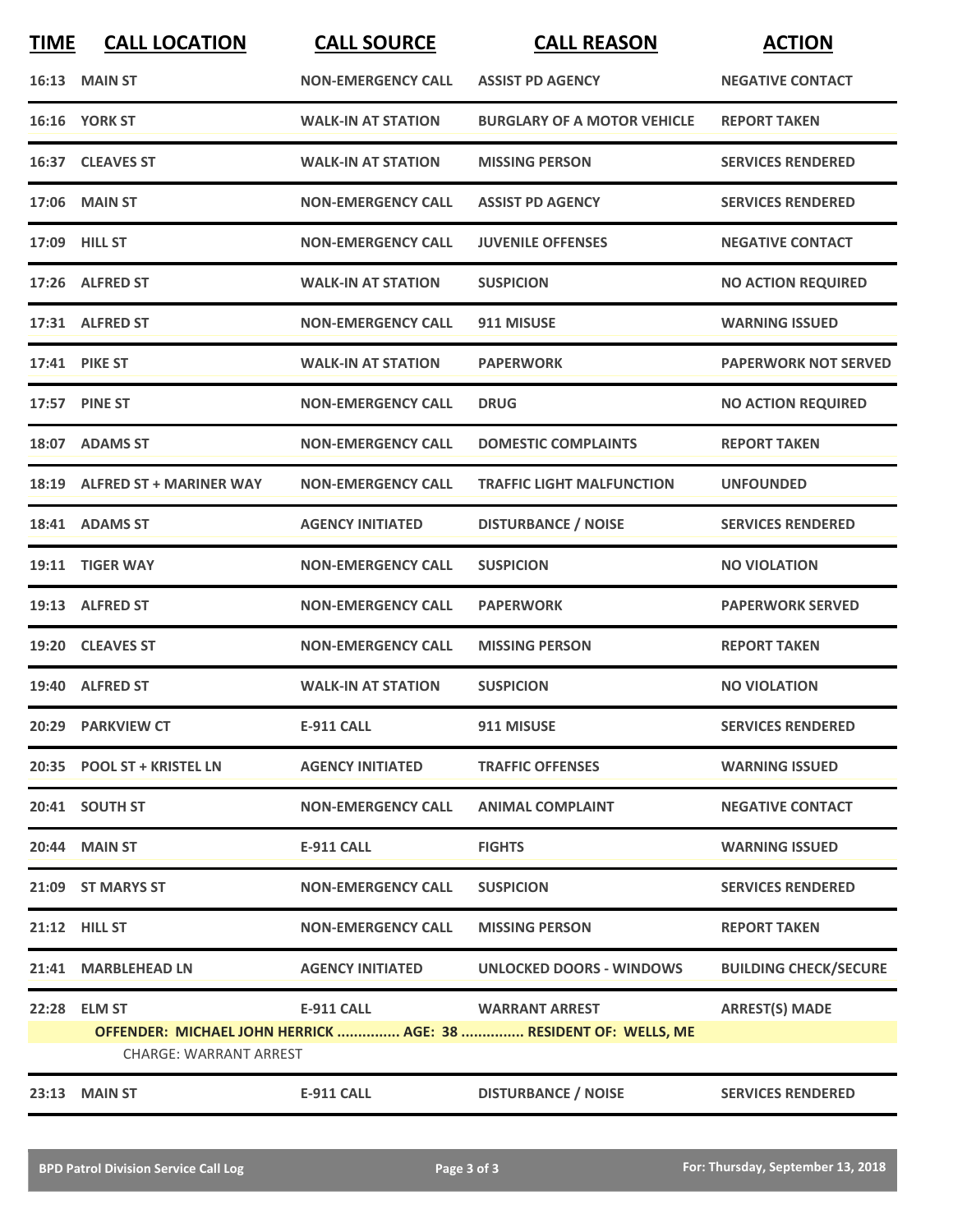| TIME | CALL LOCATION | CALL SOURCE | CALL REASON | ACTION |
|---|---|---|---|---|
| 16:13 | MAIN ST | NON-EMERGENCY CALL | ASSIST PD AGENCY | NEGATIVE CONTACT |
| 16:16 | YORK ST | WALK-IN AT STATION | BURGLARY OF A MOTOR VEHICLE | REPORT TAKEN |
| 16:37 | CLEAVES ST | WALK-IN AT STATION | MISSING PERSON | SERVICES RENDERED |
| 17:06 | MAIN ST | NON-EMERGENCY CALL | ASSIST PD AGENCY | SERVICES RENDERED |
| 17:09 | HILL ST | NON-EMERGENCY CALL | JUVENILE OFFENSES | NEGATIVE CONTACT |
| 17:26 | ALFRED ST | WALK-IN AT STATION | SUSPICION | NO ACTION REQUIRED |
| 17:31 | ALFRED ST | NON-EMERGENCY CALL | 911 MISUSE | WARNING ISSUED |
| 17:41 | PIKE ST | WALK-IN AT STATION | PAPERWORK | PAPERWORK NOT SERVED |
| 17:57 | PINE ST | NON-EMERGENCY CALL | DRUG | NO ACTION REQUIRED |
| 18:07 | ADAMS ST | NON-EMERGENCY CALL | DOMESTIC COMPLAINTS | REPORT TAKEN |
| 18:19 | ALFRED ST + MARINER WAY | NON-EMERGENCY CALL | TRAFFIC LIGHT MALFUNCTION | UNFOUNDED |
| 18:41 | ADAMS ST | AGENCY INITIATED | DISTURBANCE / NOISE | SERVICES RENDERED |
| 19:11 | TIGER WAY | NON-EMERGENCY CALL | SUSPICION | NO VIOLATION |
| 19:13 | ALFRED ST | NON-EMERGENCY CALL | PAPERWORK | PAPERWORK SERVED |
| 19:20 | CLEAVES ST | NON-EMERGENCY CALL | MISSING PERSON | REPORT TAKEN |
| 19:40 | ALFRED ST | WALK-IN AT STATION | SUSPICION | NO VIOLATION |
| 20:29 | PARKVIEW CT | E-911 CALL | 911 MISUSE | SERVICES RENDERED |
| 20:35 | POOL ST + KRISTEL LN | AGENCY INITIATED | TRAFFIC OFFENSES | WARNING ISSUED |
| 20:41 | SOUTH ST | NON-EMERGENCY CALL | ANIMAL COMPLAINT | NEGATIVE CONTACT |
| 20:44 | MAIN ST | E-911 CALL | FIGHTS | WARNING ISSUED |
| 21:09 | ST MARYS ST | NON-EMERGENCY CALL | SUSPICION | SERVICES RENDERED |
| 21:12 | HILL ST | NON-EMERGENCY CALL | MISSING PERSON | REPORT TAKEN |
| 21:41 | MARBLEHEAD LN | AGENCY INITIATED | UNLOCKED DOORS - WINDOWS | BUILDING CHECK/SECURE |
| 22:28 | ELM ST | E-911 CALL | WARRANT ARREST | ARREST(S) MADE |
| | OFFENDER: MICHAEL JOHN HERRICK ............... AGE: 38 ............... RESIDENT OF: WELLS, ME | | | |
| | CHARGE: WARRANT ARREST | | | |
| 23:13 | MAIN ST | E-911 CALL | DISTURBANCE / NOISE | SERVICES RENDERED |